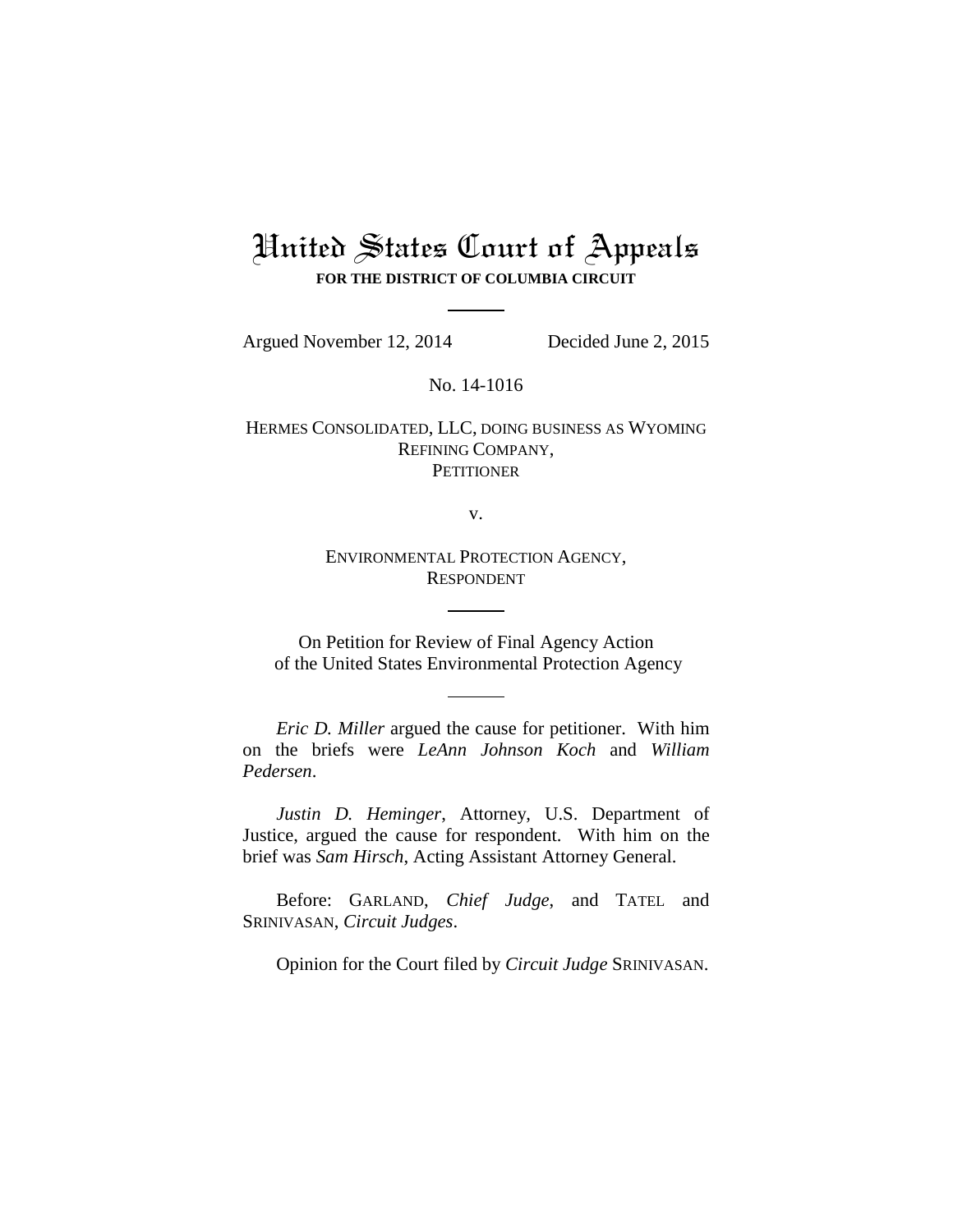# United States Court of Appeals

**FOR THE DISTRICT OF COLUMBIA CIRCUIT**

Argued November 12, 2014 Decided June 2, 2015

No. 14-1016

HERMES CONSOLIDATED, LLC, DOING BUSINESS AS WYOMING REFINING COMPANY,
PETITIONER

v.

ENVIRONMENTAL PROTECTION AGENCY,
RESPONDENT

On Petition for Review of Final Agency Action
of the United States Environmental Protection Agency

*Eric D. Miller* argued the cause for petitioner. With him on the briefs were *LeAnn Johnson Koch* and *William Pedersen*.

*Justin D. Heminger*, Attorney, U.S. Department of Justice, argued the cause for respondent. With him on the brief was *Sam Hirsch*, Acting Assistant Attorney General.

Before: GARLAND, *Chief Judge*, and TATEL and SRINIVASAN, *Circuit Judges*.

Opinion for the Court filed by *Circuit Judge* SRINIVASAN.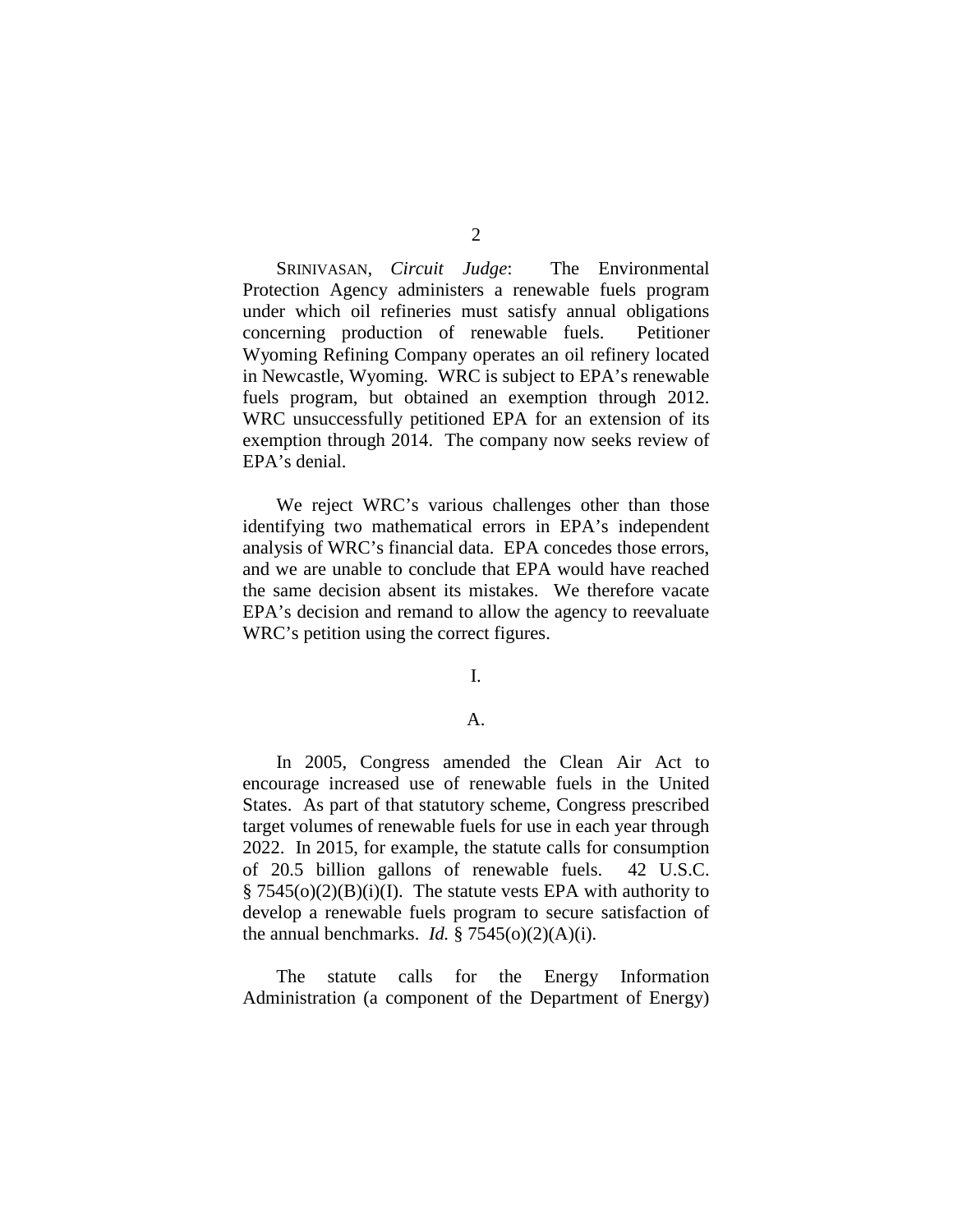SRINIVASAN, *Circuit Judge*: The Environmental Protection Agency administers a renewable fuels program under which oil refineries must satisfy annual obligations concerning production of renewable fuels. Petitioner Wyoming Refining Company operates an oil refinery located in Newcastle, Wyoming. WRC is subject to EPA's renewable fuels program, but obtained an exemption through 2012. WRC unsuccessfully petitioned EPA for an extension of its exemption through 2014. The company now seeks review of EPA's denial.

We reject WRC's various challenges other than those identifying two mathematical errors in EPA's independent analysis of WRC's financial data. EPA concedes those errors, and we are unable to conclude that EPA would have reached the same decision absent its mistakes. We therefore vacate EPA's decision and remand to allow the agency to reevaluate WRC's petition using the correct figures.

## I.

### A.

In 2005, Congress amended the Clean Air Act to encourage increased use of renewable fuels in the United States. As part of that statutory scheme, Congress prescribed target volumes of renewable fuels for use in each year through 2022. In 2015, for example, the statute calls for consumption of 20.5 billion gallons of renewable fuels. 42 U.S.C. § 7545(o)(2)(B)(i)(I). The statute vests EPA with authority to develop a renewable fuels program to secure satisfaction of the annual benchmarks. *Id.* § 7545(o)(2)(A)(i).

The statute calls for the Energy Information Administration (a component of the Department of Energy)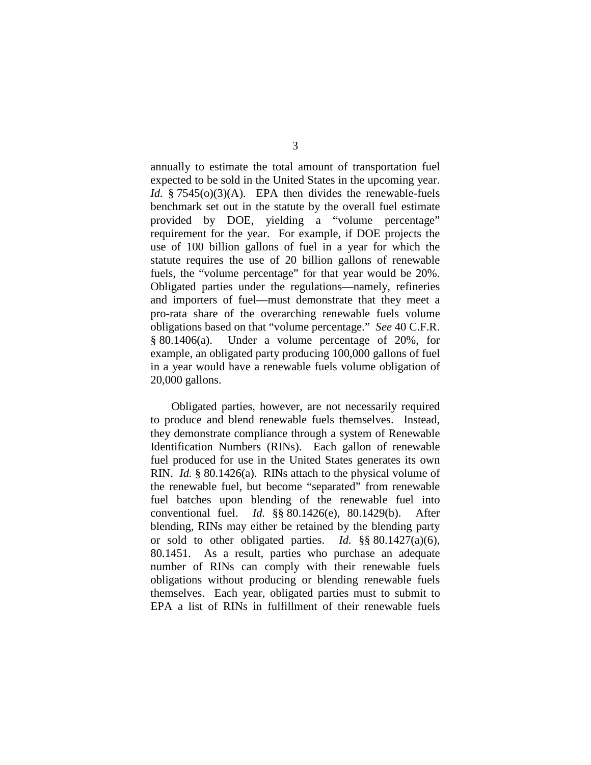annually to estimate the total amount of transportation fuel expected to be sold in the United States in the upcoming year. *Id.* § 7545(o)(3)(A). EPA then divides the renewable-fuels benchmark set out in the statute by the overall fuel estimate provided by DOE, yielding a "volume percentage" requirement for the year. For example, if DOE projects the use of 100 billion gallons of fuel in a year for which the statute requires the use of 20 billion gallons of renewable fuels, the "volume percentage" for that year would be 20%. Obligated parties under the regulations—namely, refineries and importers of fuel—must demonstrate that they meet a pro-rata share of the overarching renewable fuels volume obligations based on that "volume percentage." *See* 40 C.F.R. § 80.1406(a). Under a volume percentage of 20%, for example, an obligated party producing 100,000 gallons of fuel in a year would have a renewable fuels volume obligation of 20,000 gallons.

Obligated parties, however, are not necessarily required to produce and blend renewable fuels themselves. Instead, they demonstrate compliance through a system of Renewable Identification Numbers (RINs). Each gallon of renewable fuel produced for use in the United States generates its own RIN. *Id.* § 80.1426(a). RINs attach to the physical volume of the renewable fuel, but become "separated" from renewable fuel batches upon blending of the renewable fuel into conventional fuel. *Id.* §§ 80.1426(e), 80.1429(b). After blending, RINs may either be retained by the blending party or sold to other obligated parties. *Id.* §§ 80.1427(a)(6), 80.1451. As a result, parties who purchase an adequate number of RINs can comply with their renewable fuels obligations without producing or blending renewable fuels themselves. Each year, obligated parties must to submit to EPA a list of RINs in fulfillment of their renewable fuels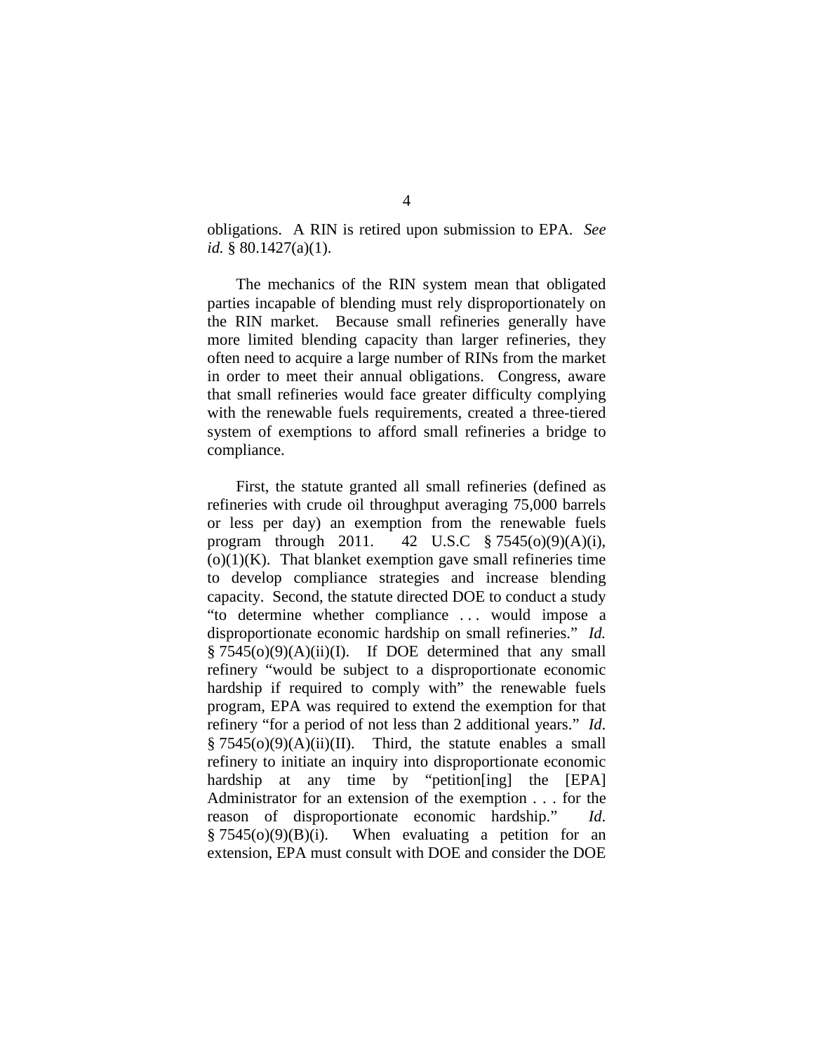obligations. A RIN is retired upon submission to EPA. *See id.* § 80.1427(a)(1).

The mechanics of the RIN system mean that obligated parties incapable of blending must rely disproportionately on the RIN market. Because small refineries generally have more limited blending capacity than larger refineries, they often need to acquire a large number of RINs from the market in order to meet their annual obligations. Congress, aware that small refineries would face greater difficulty complying with the renewable fuels requirements, created a three-tiered system of exemptions to afford small refineries a bridge to compliance.

First, the statute granted all small refineries (defined as refineries with crude oil throughput averaging 75,000 barrels or less per day) an exemption from the renewable fuels program through 2011. 42 U.S.C § 7545(o)(9)(A)(i), (o)(1)(K). That blanket exemption gave small refineries time to develop compliance strategies and increase blending capacity. Second, the statute directed DOE to conduct a study "to determine whether compliance . . . would impose a disproportionate economic hardship on small refineries." *Id.* § 7545(o)(9)(A)(ii)(I). If DOE determined that any small refinery "would be subject to a disproportionate economic hardship if required to comply with" the renewable fuels program, EPA was required to extend the exemption for that refinery "for a period of not less than 2 additional years." *Id.* § 7545(o)(9)(A)(ii)(II). Third, the statute enables a small refinery to initiate an inquiry into disproportionate economic hardship at any time by "petition[ing] the [EPA] Administrator for an extension of the exemption . . . for the reason of disproportionate economic hardship." *Id.* § 7545(o)(9)(B)(i). When evaluating a petition for an extension, EPA must consult with DOE and consider the DOE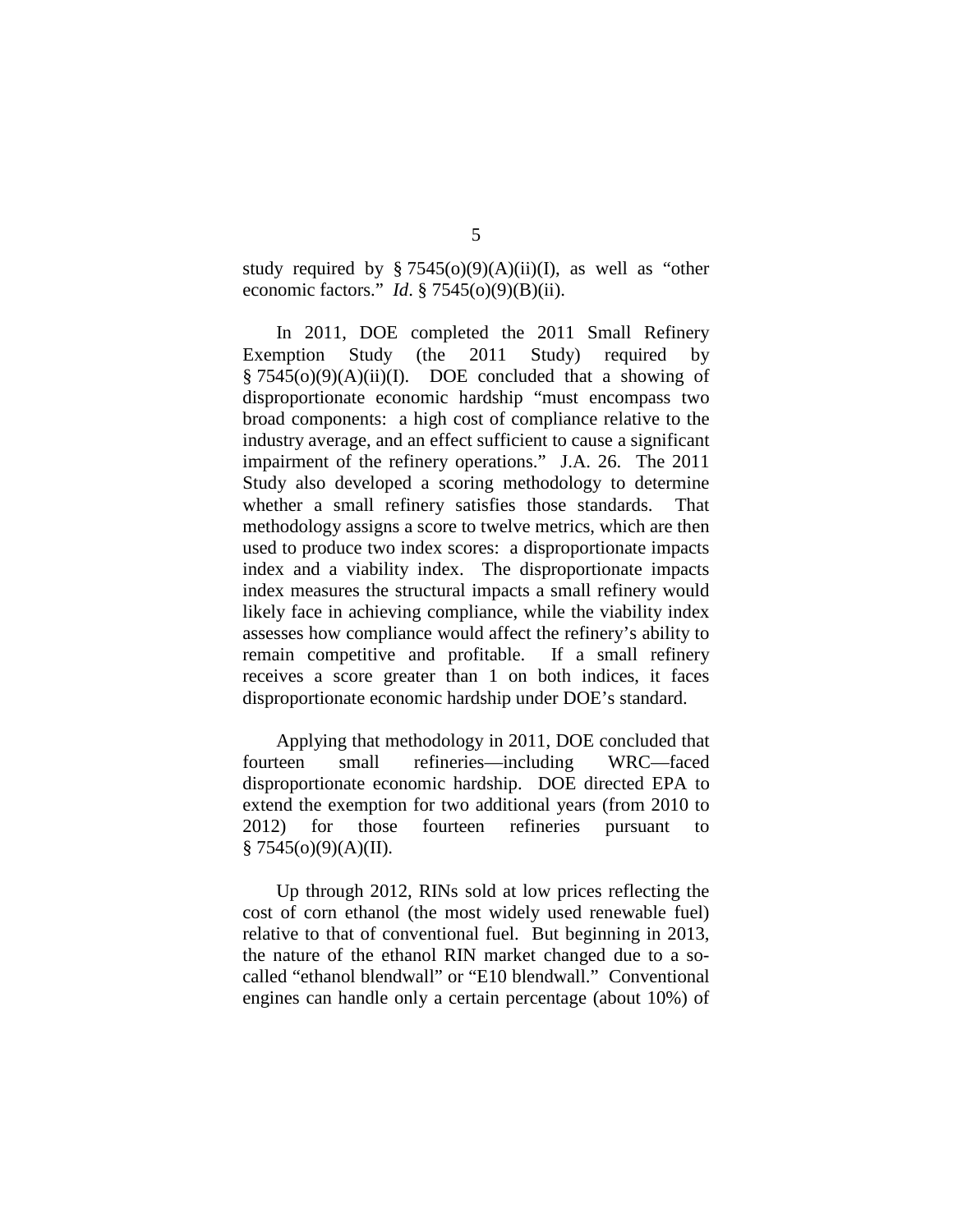study required by § 7545(o)(9)(A)(ii)(I), as well as "other economic factors." *Id*. § 7545(o)(9)(B)(ii).

In 2011, DOE completed the 2011 Small Refinery Exemption Study (the 2011 Study) required by § 7545(o)(9)(A)(ii)(I). DOE concluded that a showing of disproportionate economic hardship "must encompass two broad components: a high cost of compliance relative to the industry average, and an effect sufficient to cause a significant impairment of the refinery operations." J.A. 26. The 2011 Study also developed a scoring methodology to determine whether a small refinery satisfies those standards. That methodology assigns a score to twelve metrics, which are then used to produce two index scores: a disproportionate impacts index and a viability index. The disproportionate impacts index measures the structural impacts a small refinery would likely face in achieving compliance, while the viability index assesses how compliance would affect the refinery's ability to remain competitive and profitable. If a small refinery receives a score greater than 1 on both indices, it faces disproportionate economic hardship under DOE's standard.

Applying that methodology in 2011, DOE concluded that fourteen small refineries—including WRC—faced disproportionate economic hardship. DOE directed EPA to extend the exemption for two additional years (from 2010 to 2012) for those fourteen refineries pursuant to § 7545(o)(9)(A)(II).

Up through 2012, RINs sold at low prices reflecting the cost of corn ethanol (the most widely used renewable fuel) relative to that of conventional fuel. But beginning in 2013, the nature of the ethanol RIN market changed due to a so-called "ethanol blendwall" or "E10 blendwall." Conventional engines can handle only a certain percentage (about 10%) of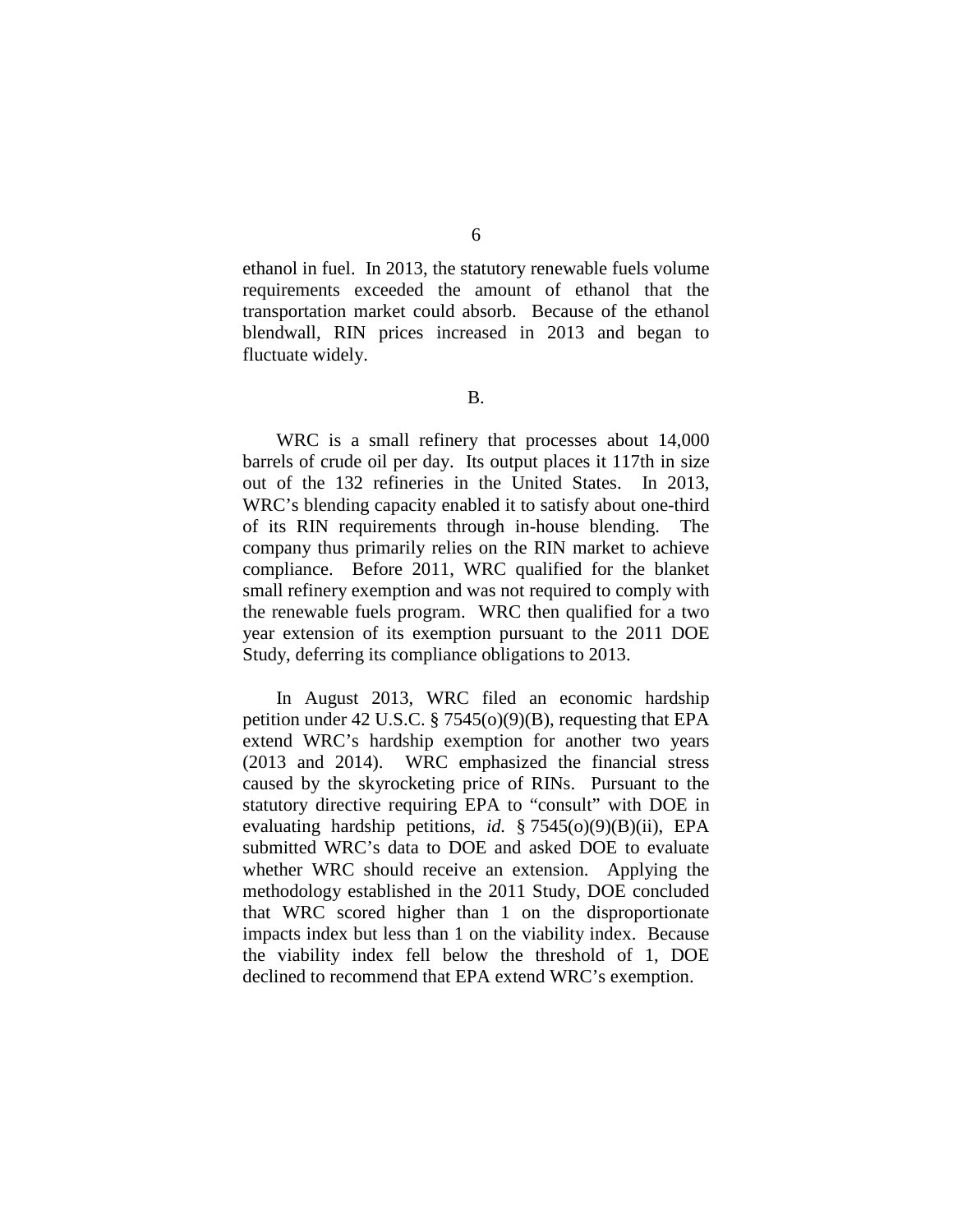ethanol in fuel. In 2013, the statutory renewable fuels volume requirements exceeded the amount of ethanol that the transportation market could absorb. Because of the ethanol blendwall, RIN prices increased in 2013 and began to fluctuate widely.

B.

WRC is a small refinery that processes about 14,000 barrels of crude oil per day. Its output places it 117th in size out of the 132 refineries in the United States. In 2013, WRC's blending capacity enabled it to satisfy about one-third of its RIN requirements through in-house blending. The company thus primarily relies on the RIN market to achieve compliance. Before 2011, WRC qualified for the blanket small refinery exemption and was not required to comply with the renewable fuels program. WRC then qualified for a two year extension of its exemption pursuant to the 2011 DOE Study, deferring its compliance obligations to 2013.

In August 2013, WRC filed an economic hardship petition under 42 U.S.C. § 7545(o)(9)(B), requesting that EPA extend WRC's hardship exemption for another two years (2013 and 2014). WRC emphasized the financial stress caused by the skyrocketing price of RINs. Pursuant to the statutory directive requiring EPA to "consult" with DOE in evaluating hardship petitions, *id.* § 7545(o)(9)(B)(ii), EPA submitted WRC's data to DOE and asked DOE to evaluate whether WRC should receive an extension. Applying the methodology established in the 2011 Study, DOE concluded that WRC scored higher than 1 on the disproportionate impacts index but less than 1 on the viability index. Because the viability index fell below the threshold of 1, DOE declined to recommend that EPA extend WRC's exemption.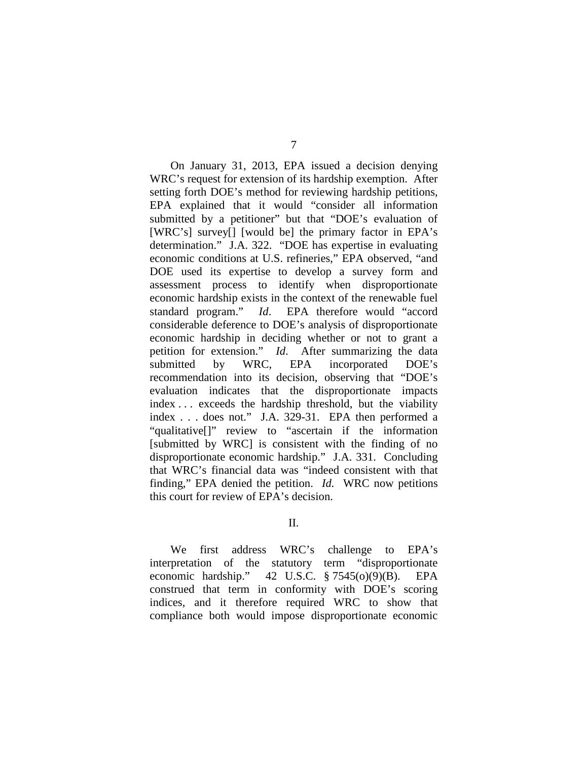On January 31, 2013, EPA issued a decision denying WRC's request for extension of its hardship exemption. After setting forth DOE's method for reviewing hardship petitions, EPA explained that it would "consider all information submitted by a petitioner" but that "DOE's evaluation of [WRC's] survey[] [would be] the primary factor in EPA's determination." J.A. 322. "DOE has expertise in evaluating economic conditions at U.S. refineries," EPA observed, "and DOE used its expertise to develop a survey form and assessment process to identify when disproportionate economic hardship exists in the context of the renewable fuel standard program." *Id*. EPA therefore would "accord considerable deference to DOE's analysis of disproportionate economic hardship in deciding whether or not to grant a petition for extension." *Id.* After summarizing the data submitted by WRC, EPA incorporated DOE's recommendation into its decision, observing that "DOE's evaluation indicates that the disproportionate impacts index . . . exceeds the hardship threshold, but the viability index . . . does not." J.A. 329-31. EPA then performed a "qualitative[]" review to "ascertain if the information [submitted by WRC] is consistent with the finding of no disproportionate economic hardship." J.A. 331. Concluding that WRC's financial data was "indeed consistent with that finding," EPA denied the petition. *Id.* WRC now petitions this court for review of EPA's decision.

## II.

We first address WRC's challenge to EPA's interpretation of the statutory term "disproportionate economic hardship." 42 U.S.C. § 7545(o)(9)(B). EPA construed that term in conformity with DOE's scoring indices, and it therefore required WRC to show that compliance both would impose disproportionate economic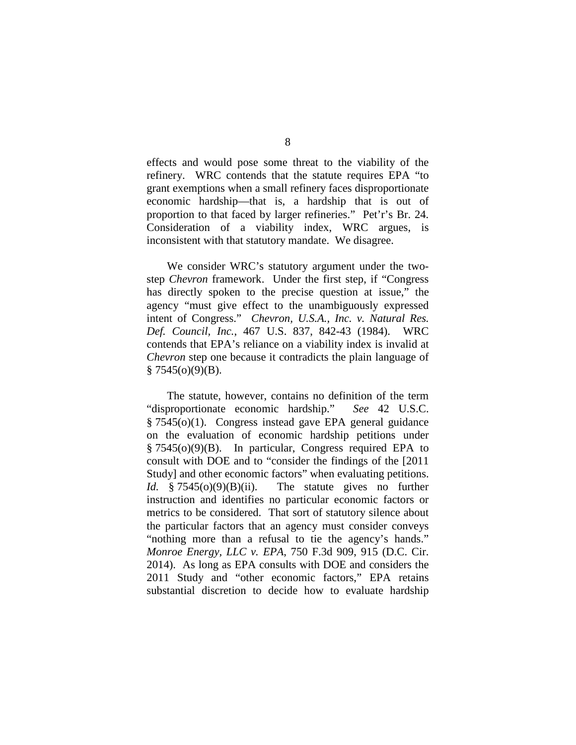effects and would pose some threat to the viability of the refinery. WRC contends that the statute requires EPA "to grant exemptions when a small refinery faces disproportionate economic hardship—that is, a hardship that is out of proportion to that faced by larger refineries." Pet'r's Br. 24. Consideration of a viability index, WRC argues, is inconsistent with that statutory mandate. We disagree.

We consider WRC's statutory argument under the two-step *Chevron* framework. Under the first step, if "Congress has directly spoken to the precise question at issue," the agency "must give effect to the unambiguously expressed intent of Congress." *Chevron, U.S.A., Inc. v. Natural Res. Def. Council, Inc.*, 467 U.S. 837, 842-43 (1984). WRC contends that EPA's reliance on a viability index is invalid at *Chevron* step one because it contradicts the plain language of § 7545(o)(9)(B).

The statute, however, contains no definition of the term "disproportionate economic hardship." *See* 42 U.S.C. § 7545(o)(1). Congress instead gave EPA general guidance on the evaluation of economic hardship petitions under § 7545(o)(9)(B). In particular, Congress required EPA to consult with DOE and to "consider the findings of the [2011 Study] and other economic factors" when evaluating petitions. *Id.* § 7545(o)(9)(B)(ii). The statute gives no further instruction and identifies no particular economic factors or metrics to be considered. That sort of statutory silence about the particular factors that an agency must consider conveys "nothing more than a refusal to tie the agency's hands." *Monroe Energy, LLC v. EPA*, 750 F.3d 909, 915 (D.C. Cir. 2014). As long as EPA consults with DOE and considers the 2011 Study and "other economic factors," EPA retains substantial discretion to decide how to evaluate hardship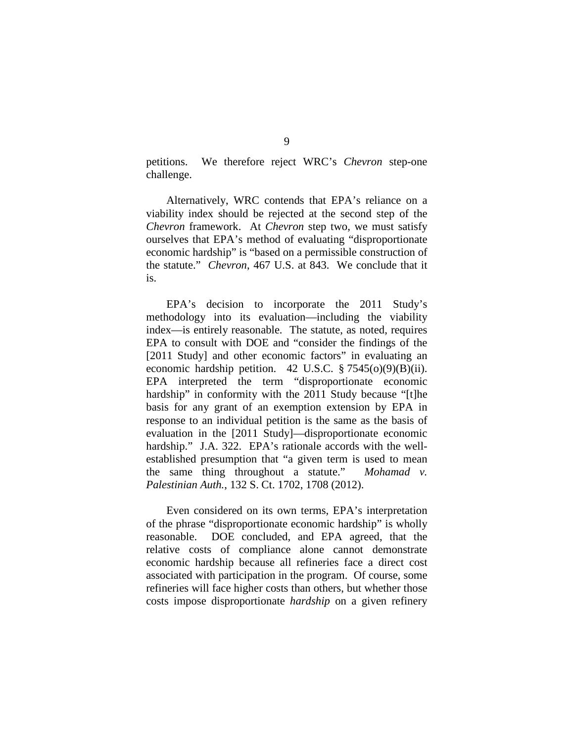petitions. We therefore reject WRC's *Chevron* step-one challenge.

Alternatively, WRC contends that EPA's reliance on a viability index should be rejected at the second step of the *Chevron* framework. At *Chevron* step two, we must satisfy ourselves that EPA's method of evaluating "disproportionate economic hardship" is "based on a permissible construction of the statute." *Chevron*, 467 U.S. at 843. We conclude that it is.

EPA's decision to incorporate the 2011 Study's methodology into its evaluation—including the viability index—is entirely reasonable. The statute, as noted, requires EPA to consult with DOE and "consider the findings of the [2011 Study] and other economic factors" in evaluating an economic hardship petition. 42 U.S.C. § 7545(o)(9)(B)(ii). EPA interpreted the term "disproportionate economic hardship" in conformity with the 2011 Study because "[t]he basis for any grant of an exemption extension by EPA in response to an individual petition is the same as the basis of evaluation in the [2011 Study]—disproportionate economic hardship." J.A. 322. EPA's rationale accords with the well-established presumption that "a given term is used to mean the same thing throughout a statute." *Mohamad v. Palestinian Auth.*, 132 S. Ct. 1702, 1708 (2012).

Even considered on its own terms, EPA's interpretation of the phrase "disproportionate economic hardship" is wholly reasonable. DOE concluded, and EPA agreed, that the relative costs of compliance alone cannot demonstrate economic hardship because all refineries face a direct cost associated with participation in the program. Of course, some refineries will face higher costs than others, but whether those costs impose disproportionate *hardship* on a given refinery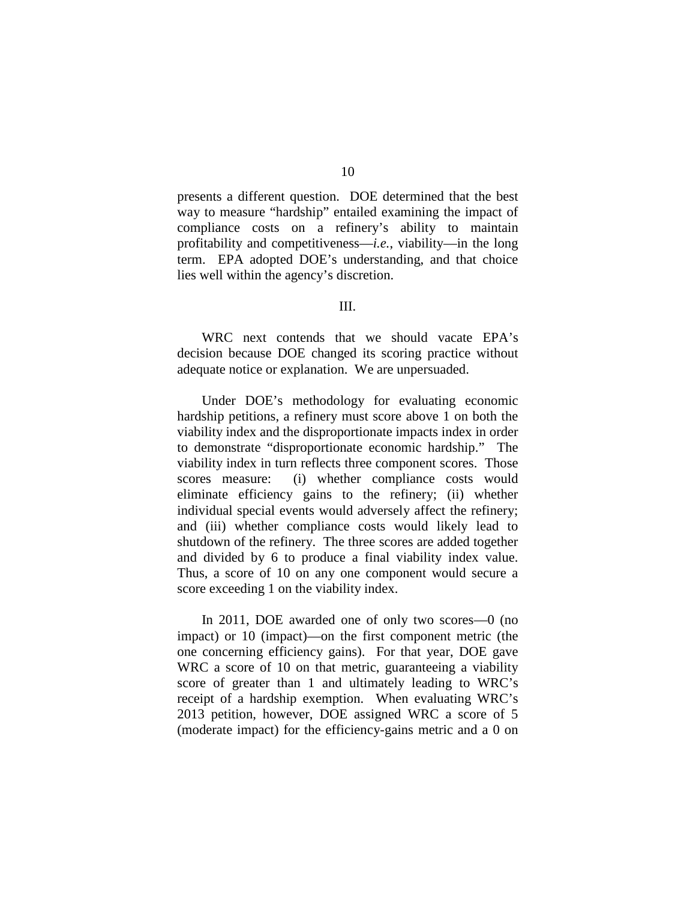presents a different question. DOE determined that the best way to measure "hardship" entailed examining the impact of compliance costs on a refinery's ability to maintain profitability and competitiveness—*i.e.*, viability—in the long term. EPA adopted DOE's understanding, and that choice lies well within the agency's discretion.

III.

WRC next contends that we should vacate EPA's decision because DOE changed its scoring practice without adequate notice or explanation. We are unpersuaded.

Under DOE's methodology for evaluating economic hardship petitions, a refinery must score above 1 on both the viability index and the disproportionate impacts index in order to demonstrate "disproportionate economic hardship." The viability index in turn reflects three component scores. Those scores measure: (i) whether compliance costs would eliminate efficiency gains to the refinery; (ii) whether individual special events would adversely affect the refinery; and (iii) whether compliance costs would likely lead to shutdown of the refinery. The three scores are added together and divided by 6 to produce a final viability index value. Thus, a score of 10 on any one component would secure a score exceeding 1 on the viability index.

In 2011, DOE awarded one of only two scores—0 (no impact) or 10 (impact)—on the first component metric (the one concerning efficiency gains). For that year, DOE gave WRC a score of 10 on that metric, guaranteeing a viability score of greater than 1 and ultimately leading to WRC's receipt of a hardship exemption. When evaluating WRC's 2013 petition, however, DOE assigned WRC a score of 5 (moderate impact) for the efficiency-gains metric and a 0 on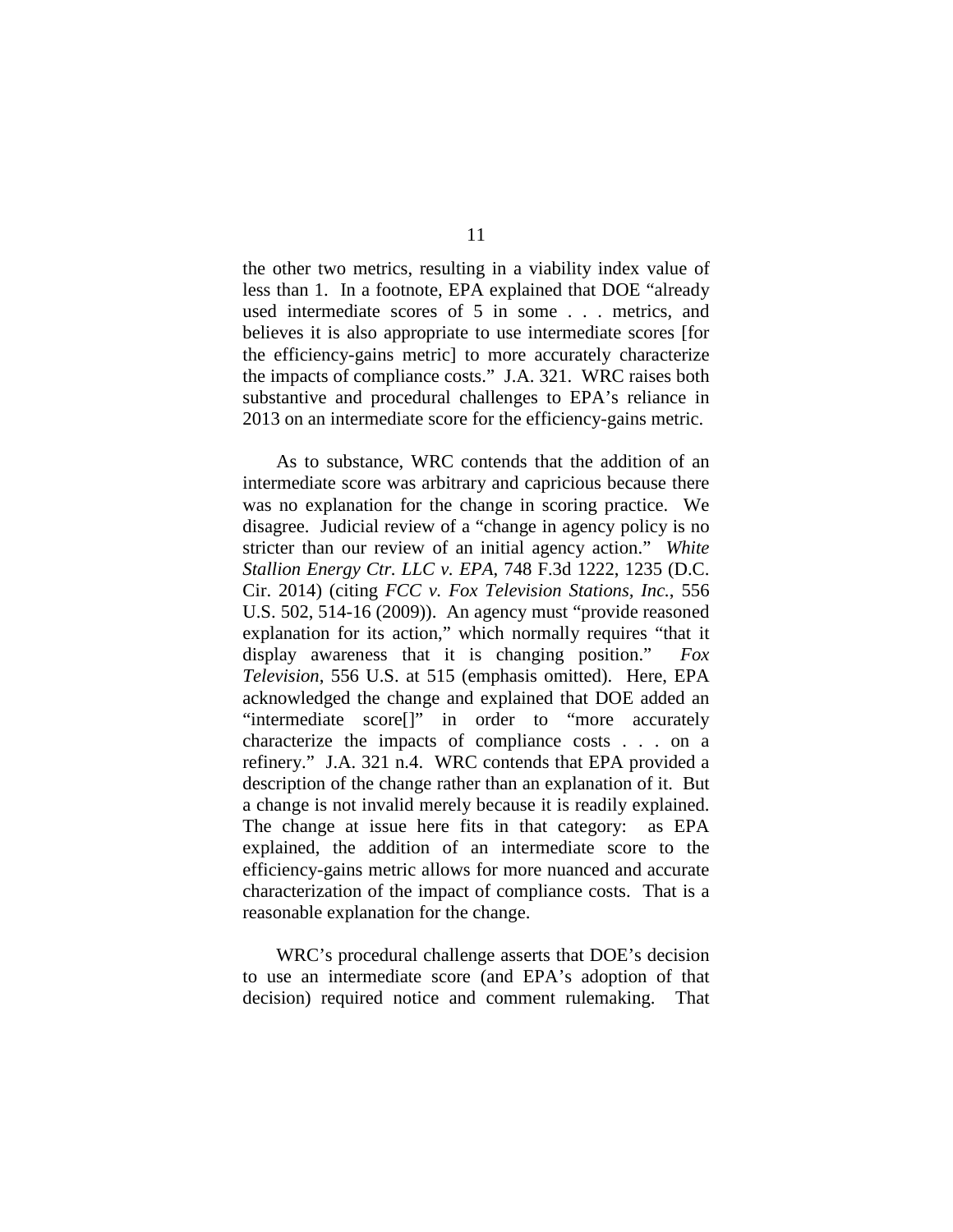the other two metrics, resulting in a viability index value of less than 1. In a footnote, EPA explained that DOE "already used intermediate scores of 5 in some . . . metrics, and believes it is also appropriate to use intermediate scores [for the efficiency-gains metric] to more accurately characterize the impacts of compliance costs." J.A. 321. WRC raises both substantive and procedural challenges to EPA's reliance in 2013 on an intermediate score for the efficiency-gains metric.

As to substance, WRC contends that the addition of an intermediate score was arbitrary and capricious because there was no explanation for the change in scoring practice. We disagree. Judicial review of a "change in agency policy is no stricter than our review of an initial agency action." *White Stallion Energy Ctr. LLC v. EPA*, 748 F.3d 1222, 1235 (D.C. Cir. 2014) (citing *FCC v. Fox Television Stations, Inc.*, 556 U.S. 502, 514-16 (2009)). An agency must "provide reasoned explanation for its action," which normally requires "that it display awareness that it is changing position." *Fox Television*, 556 U.S. at 515 (emphasis omitted). Here, EPA acknowledged the change and explained that DOE added an "intermediate score[]" in order to "more accurately characterize the impacts of compliance costs . . . on a refinery." J.A. 321 n.4. WRC contends that EPA provided a description of the change rather than an explanation of it. But a change is not invalid merely because it is readily explained. The change at issue here fits in that category: as EPA explained, the addition of an intermediate score to the efficiency-gains metric allows for more nuanced and accurate characterization of the impact of compliance costs. That is a reasonable explanation for the change.

WRC's procedural challenge asserts that DOE's decision to use an intermediate score (and EPA's adoption of that decision) required notice and comment rulemaking. That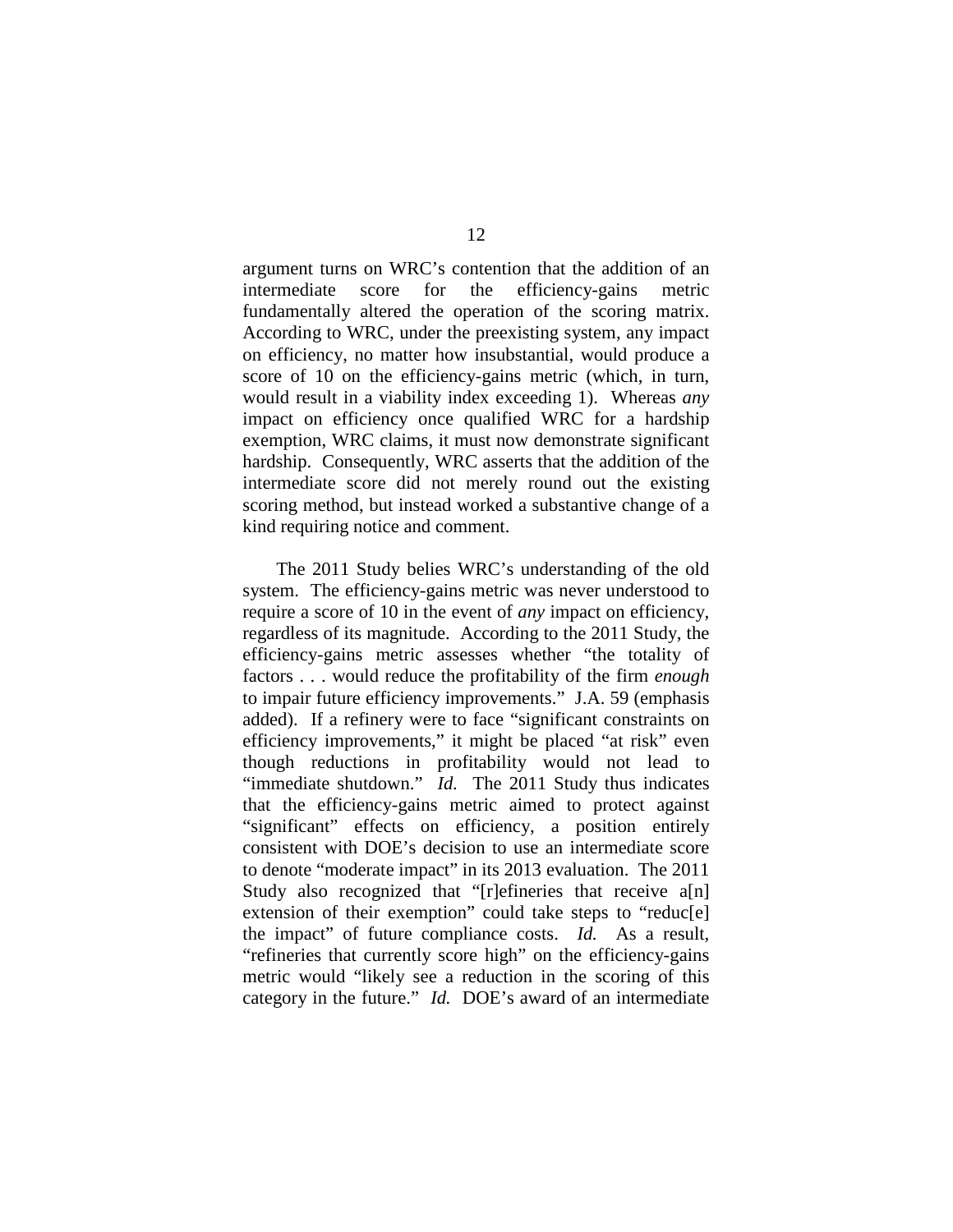argument turns on WRC's contention that the addition of an intermediate score for the efficiency-gains metric fundamentally altered the operation of the scoring matrix. According to WRC, under the preexisting system, any impact on efficiency, no matter how insubstantial, would produce a score of 10 on the efficiency-gains metric (which, in turn, would result in a viability index exceeding 1). Whereas *any* impact on efficiency once qualified WRC for a hardship exemption, WRC claims, it must now demonstrate significant hardship. Consequently, WRC asserts that the addition of the intermediate score did not merely round out the existing scoring method, but instead worked a substantive change of a kind requiring notice and comment.

The 2011 Study belies WRC's understanding of the old system. The efficiency-gains metric was never understood to require a score of 10 in the event of *any* impact on efficiency, regardless of its magnitude. According to the 2011 Study, the efficiency-gains metric assesses whether "the totality of factors . . . would reduce the profitability of the firm *enough* to impair future efficiency improvements." J.A. 59 (emphasis added). If a refinery were to face "significant constraints on efficiency improvements," it might be placed "at risk" even though reductions in profitability would not lead to "immediate shutdown." *Id.* The 2011 Study thus indicates that the efficiency-gains metric aimed to protect against "significant" effects on efficiency, a position entirely consistent with DOE's decision to use an intermediate score to denote "moderate impact" in its 2013 evaluation. The 2011 Study also recognized that "[r]efineries that receive a[n] extension of their exemption" could take steps to "reduc[e] the impact" of future compliance costs. *Id.* As a result, "refineries that currently score high" on the efficiency-gains metric would "likely see a reduction in the scoring of this category in the future." *Id.* DOE's award of an intermediate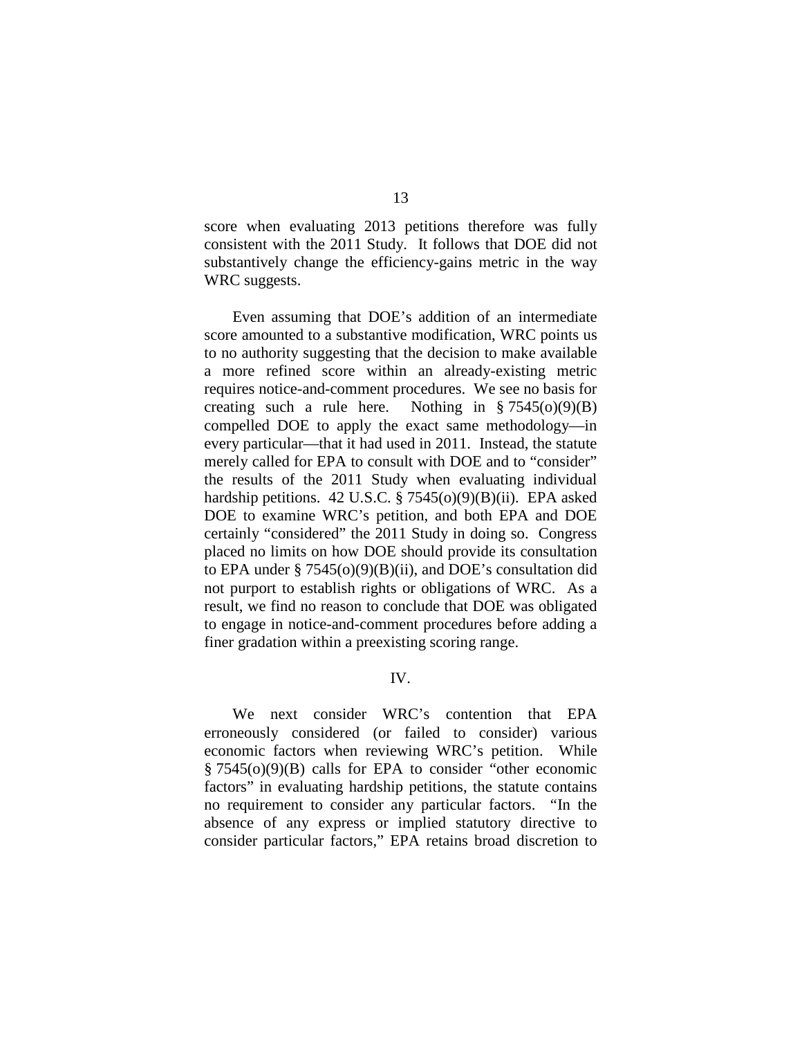score when evaluating 2013 petitions therefore was fully consistent with the 2011 Study. It follows that DOE did not substantively change the efficiency-gains metric in the way WRC suggests.

Even assuming that DOE's addition of an intermediate score amounted to a substantive modification, WRC points us to no authority suggesting that the decision to make available a more refined score within an already-existing metric requires notice-and-comment procedures. We see no basis for creating such a rule here. Nothing in § 7545(o)(9)(B) compelled DOE to apply the exact same methodology—in every particular—that it had used in 2011. Instead, the statute merely called for EPA to consult with DOE and to "consider" the results of the 2011 Study when evaluating individual hardship petitions. 42 U.S.C. § 7545(o)(9)(B)(ii). EPA asked DOE to examine WRC's petition, and both EPA and DOE certainly "considered" the 2011 Study in doing so. Congress placed no limits on how DOE should provide its consultation to EPA under § 7545(o)(9)(B)(ii), and DOE's consultation did not purport to establish rights or obligations of WRC. As a result, we find no reason to conclude that DOE was obligated to engage in notice-and-comment procedures before adding a finer gradation within a preexisting scoring range.

## IV.

We next consider WRC's contention that EPA erroneously considered (or failed to consider) various economic factors when reviewing WRC's petition. While § 7545(o)(9)(B) calls for EPA to consider "other economic factors" in evaluating hardship petitions, the statute contains no requirement to consider any particular factors. "In the absence of any express or implied statutory directive to consider particular factors," EPA retains broad discretion to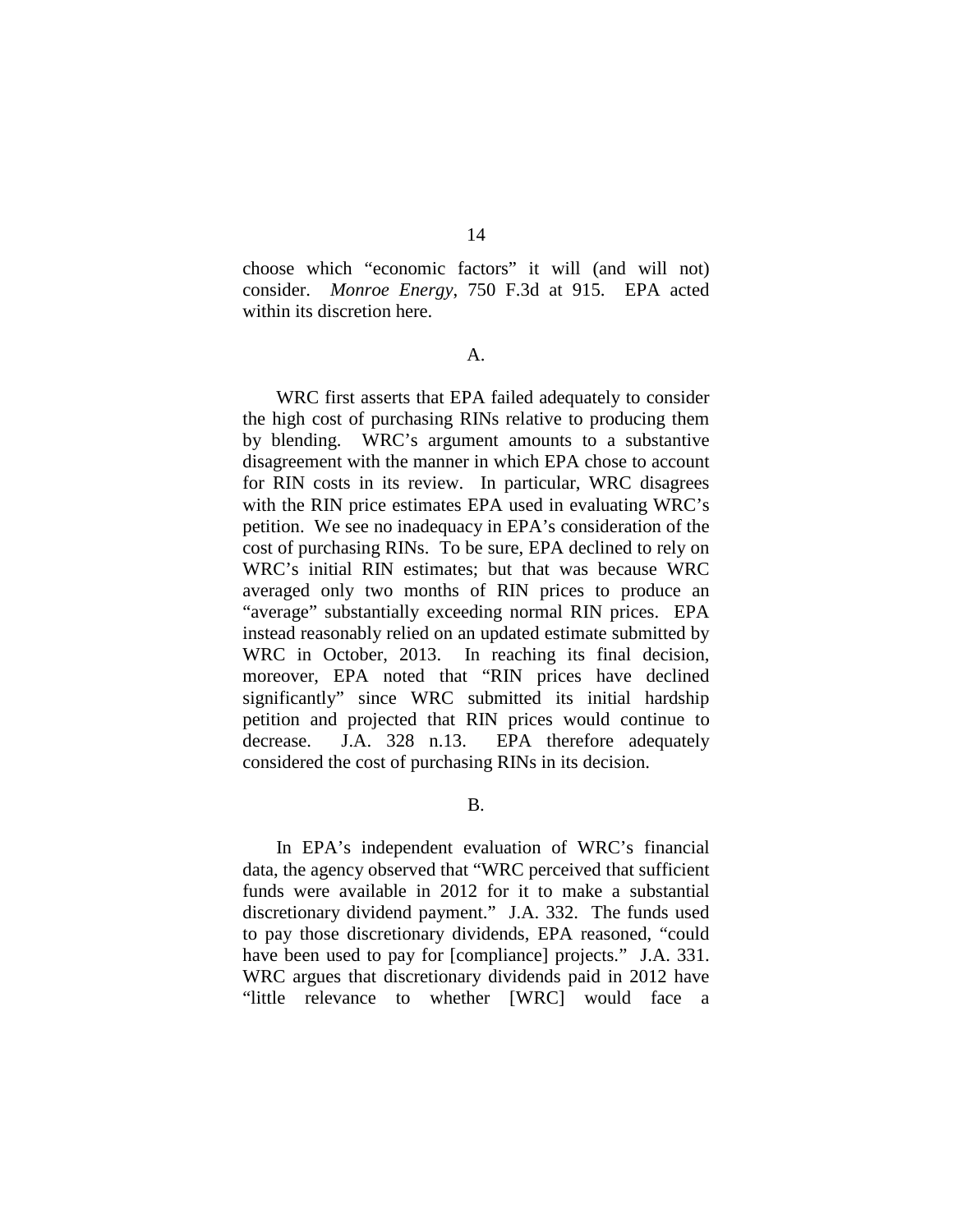choose which "economic factors" it will (and will not) consider. *Monroe Energy*, 750 F.3d at 915. EPA acted within its discretion here.

A.

WRC first asserts that EPA failed adequately to consider the high cost of purchasing RINs relative to producing them by blending. WRC's argument amounts to a substantive disagreement with the manner in which EPA chose to account for RIN costs in its review. In particular, WRC disagrees with the RIN price estimates EPA used in evaluating WRC's petition. We see no inadequacy in EPA's consideration of the cost of purchasing RINs. To be sure, EPA declined to rely on WRC's initial RIN estimates; but that was because WRC averaged only two months of RIN prices to produce an "average" substantially exceeding normal RIN prices. EPA instead reasonably relied on an updated estimate submitted by WRC in October, 2013. In reaching its final decision, moreover, EPA noted that "RIN prices have declined significantly" since WRC submitted its initial hardship petition and projected that RIN prices would continue to decrease. J.A. 328 n.13. EPA therefore adequately considered the cost of purchasing RINs in its decision.

B.

In EPA's independent evaluation of WRC's financial data, the agency observed that "WRC perceived that sufficient funds were available in 2012 for it to make a substantial discretionary dividend payment." J.A. 332. The funds used to pay those discretionary dividends, EPA reasoned, "could have been used to pay for [compliance] projects." J.A. 331. WRC argues that discretionary dividends paid in 2012 have "little relevance to whether [WRC] would face a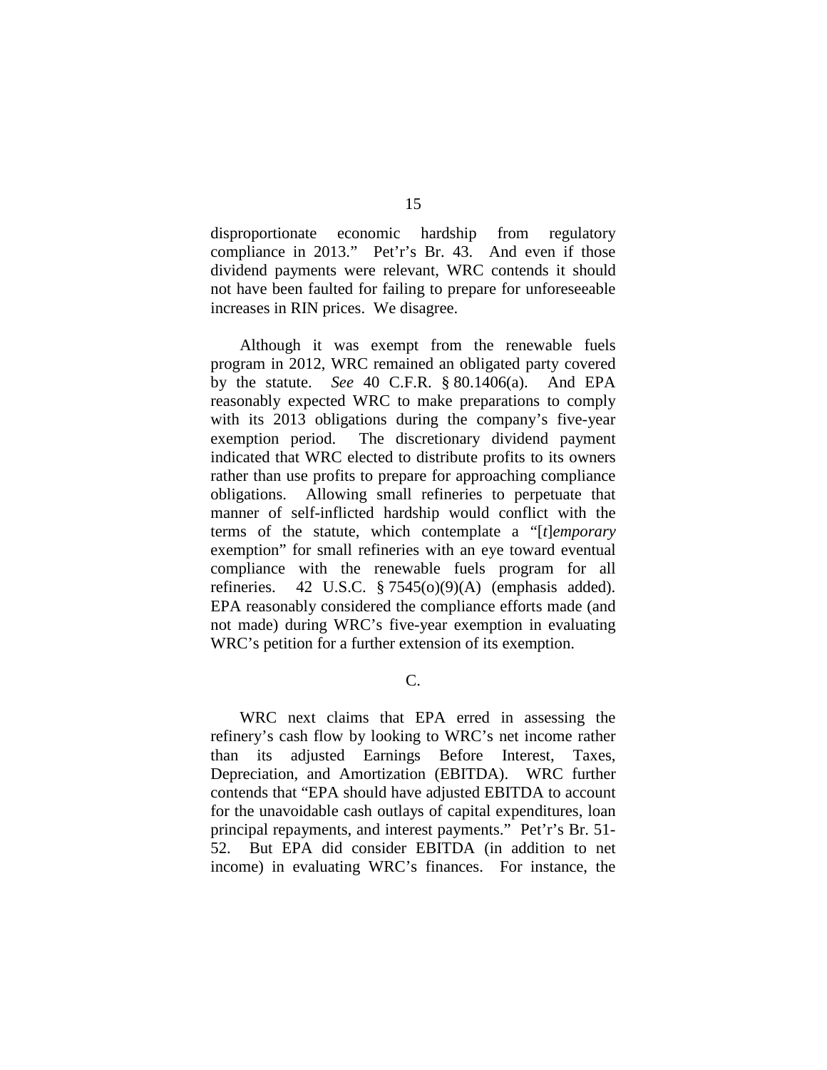disproportionate economic hardship from regulatory compliance in 2013." Pet'r's Br. 43. And even if those dividend payments were relevant, WRC contends it should not have been faulted for failing to prepare for unforeseeable increases in RIN prices. We disagree.

Although it was exempt from the renewable fuels program in 2012, WRC remained an obligated party covered by the statute. *See* 40 C.F.R. § 80.1406(a). And EPA reasonably expected WRC to make preparations to comply with its 2013 obligations during the company's five-year exemption period. The discretionary dividend payment indicated that WRC elected to distribute profits to its owners rather than use profits to prepare for approaching compliance obligations. Allowing small refineries to perpetuate that manner of self-inflicted hardship would conflict with the terms of the statute, which contemplate a "[*t*]*emporary* exemption" for small refineries with an eye toward eventual compliance with the renewable fuels program for all refineries. 42 U.S.C. § 7545(o)(9)(A) (emphasis added). EPA reasonably considered the compliance efforts made (and not made) during WRC's five-year exemption in evaluating WRC's petition for a further extension of its exemption.

C.

WRC next claims that EPA erred in assessing the refinery's cash flow by looking to WRC's net income rather than its adjusted Earnings Before Interest, Taxes, Depreciation, and Amortization (EBITDA). WRC further contends that "EPA should have adjusted EBITDA to account for the unavoidable cash outlays of capital expenditures, loan principal repayments, and interest payments." Pet'r's Br. 51-52. But EPA did consider EBITDA (in addition to net income) in evaluating WRC's finances. For instance, the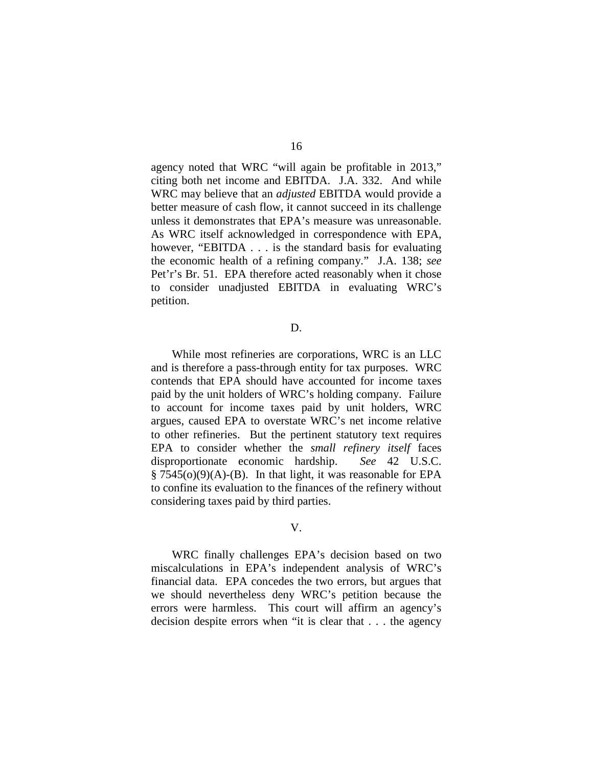agency noted that WRC "will again be profitable in 2013," citing both net income and EBITDA. J.A. 332. And while WRC may believe that an *adjusted* EBITDA would provide a better measure of cash flow, it cannot succeed in its challenge unless it demonstrates that EPA's measure was unreasonable. As WRC itself acknowledged in correspondence with EPA, however, "EBITDA . . . is the standard basis for evaluating the economic health of a refining company." J.A. 138; *see* Pet'r's Br. 51. EPA therefore acted reasonably when it chose to consider unadjusted EBITDA in evaluating WRC's petition.

D.

While most refineries are corporations, WRC is an LLC and is therefore a pass-through entity for tax purposes. WRC contends that EPA should have accounted for income taxes paid by the unit holders of WRC's holding company. Failure to account for income taxes paid by unit holders, WRC argues, caused EPA to overstate WRC's net income relative to other refineries. But the pertinent statutory text requires EPA to consider whether the *small refinery itself* faces disproportionate economic hardship. *See* 42 U.S.C. § 7545(o)(9)(A)-(B). In that light, it was reasonable for EPA to confine its evaluation to the finances of the refinery without considering taxes paid by third parties.

V.

WRC finally challenges EPA's decision based on two miscalculations in EPA's independent analysis of WRC's financial data. EPA concedes the two errors, but argues that we should nevertheless deny WRC's petition because the errors were harmless. This court will affirm an agency's decision despite errors when "it is clear that . . . the agency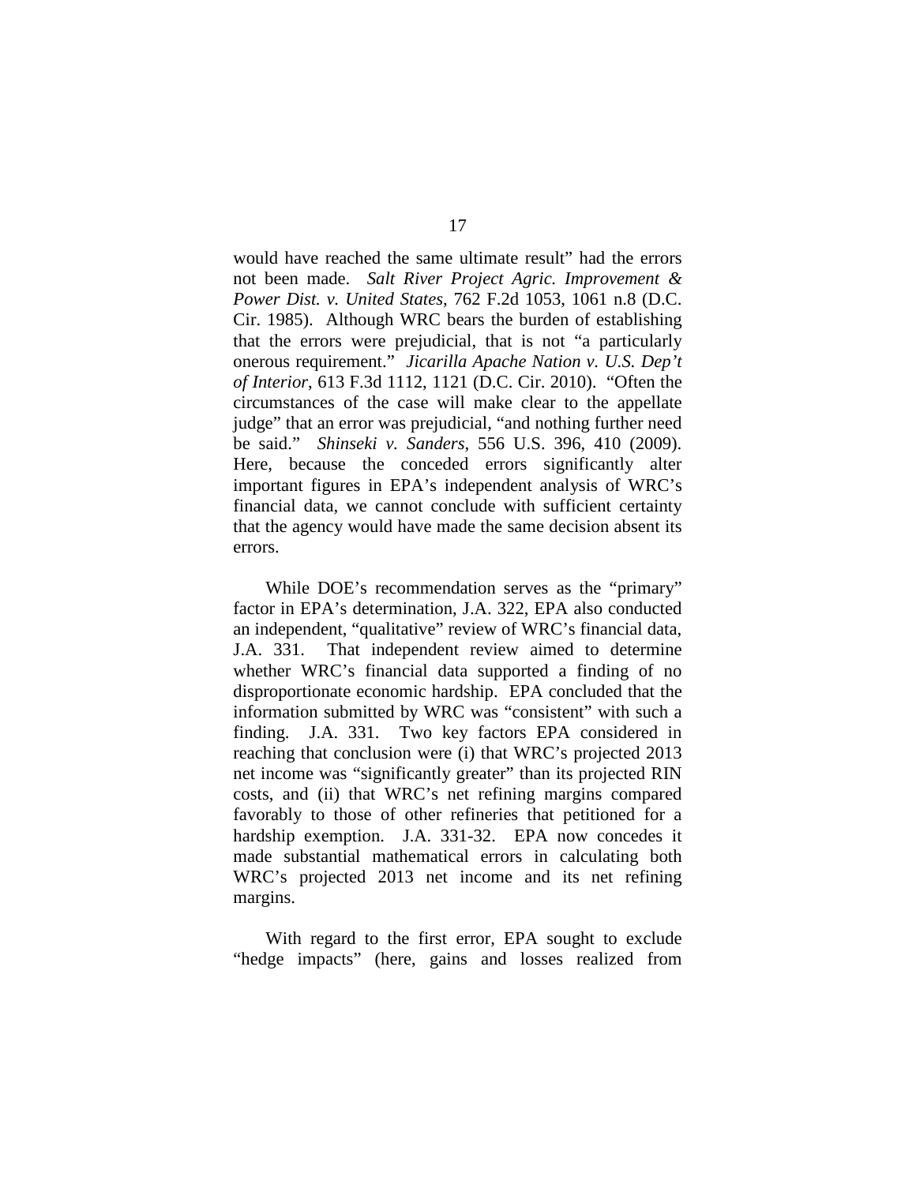would have reached the same ultimate result" had the errors not been made. *Salt River Project Agric. Improvement & Power Dist. v. United States*, 762 F.2d 1053, 1061 n.8 (D.C. Cir. 1985). Although WRC bears the burden of establishing that the errors were prejudicial, that is not "a particularly onerous requirement." *Jicarilla Apache Nation v. U.S. Dep't of Interior*, 613 F.3d 1112, 1121 (D.C. Cir. 2010). "Often the circumstances of the case will make clear to the appellate judge" that an error was prejudicial, "and nothing further need be said." *Shinseki v. Sanders*, 556 U.S. 396, 410 (2009). Here, because the conceded errors significantly alter important figures in EPA's independent analysis of WRC's financial data, we cannot conclude with sufficient certainty that the agency would have made the same decision absent its errors.

While DOE's recommendation serves as the "primary" factor in EPA's determination, J.A. 322, EPA also conducted an independent, "qualitative" review of WRC's financial data, J.A. 331. That independent review aimed to determine whether WRC's financial data supported a finding of no disproportionate economic hardship. EPA concluded that the information submitted by WRC was "consistent" with such a finding. J.A. 331. Two key factors EPA considered in reaching that conclusion were (i) that WRC's projected 2013 net income was "significantly greater" than its projected RIN costs, and (ii) that WRC's net refining margins compared favorably to those of other refineries that petitioned for a hardship exemption. J.A. 331-32. EPA now concedes it made substantial mathematical errors in calculating both WRC's projected 2013 net income and its net refining margins.

With regard to the first error, EPA sought to exclude "hedge impacts" (here, gains and losses realized from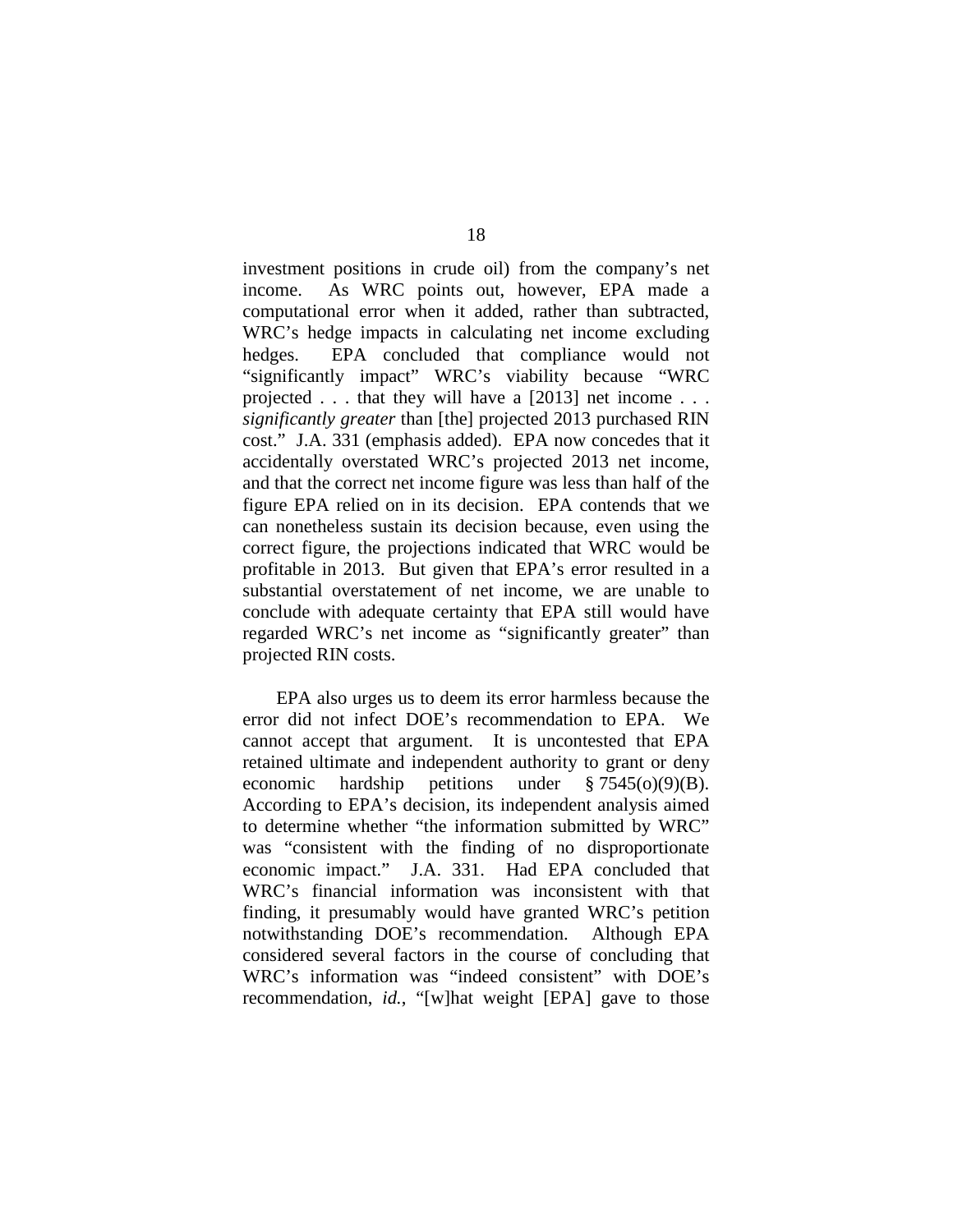investment positions in crude oil) from the company's net income. As WRC points out, however, EPA made a computational error when it added, rather than subtracted, WRC's hedge impacts in calculating net income excluding hedges. EPA concluded that compliance would not "significantly impact" WRC's viability because "WRC projected . . . that they will have a [2013] net income . . . *significantly greater* than [the] projected 2013 purchased RIN cost." J.A. 331 (emphasis added). EPA now concedes that it accidentally overstated WRC's projected 2013 net income, and that the correct net income figure was less than half of the figure EPA relied on in its decision. EPA contends that we can nonetheless sustain its decision because, even using the correct figure, the projections indicated that WRC would be profitable in 2013. But given that EPA's error resulted in a substantial overstatement of net income, we are unable to conclude with adequate certainty that EPA still would have regarded WRC's net income as "significantly greater" than projected RIN costs.

EPA also urges us to deem its error harmless because the error did not infect DOE's recommendation to EPA. We cannot accept that argument. It is uncontested that EPA retained ultimate and independent authority to grant or deny economic hardship petitions under § 7545(o)(9)(B). According to EPA's decision, its independent analysis aimed to determine whether "the information submitted by WRC" was "consistent with the finding of no disproportionate economic impact." J.A. 331. Had EPA concluded that WRC's financial information was inconsistent with that finding, it presumably would have granted WRC's petition notwithstanding DOE's recommendation. Although EPA considered several factors in the course of concluding that WRC's information was "indeed consistent" with DOE's recommendation, *id.*, "[w]hat weight [EPA] gave to those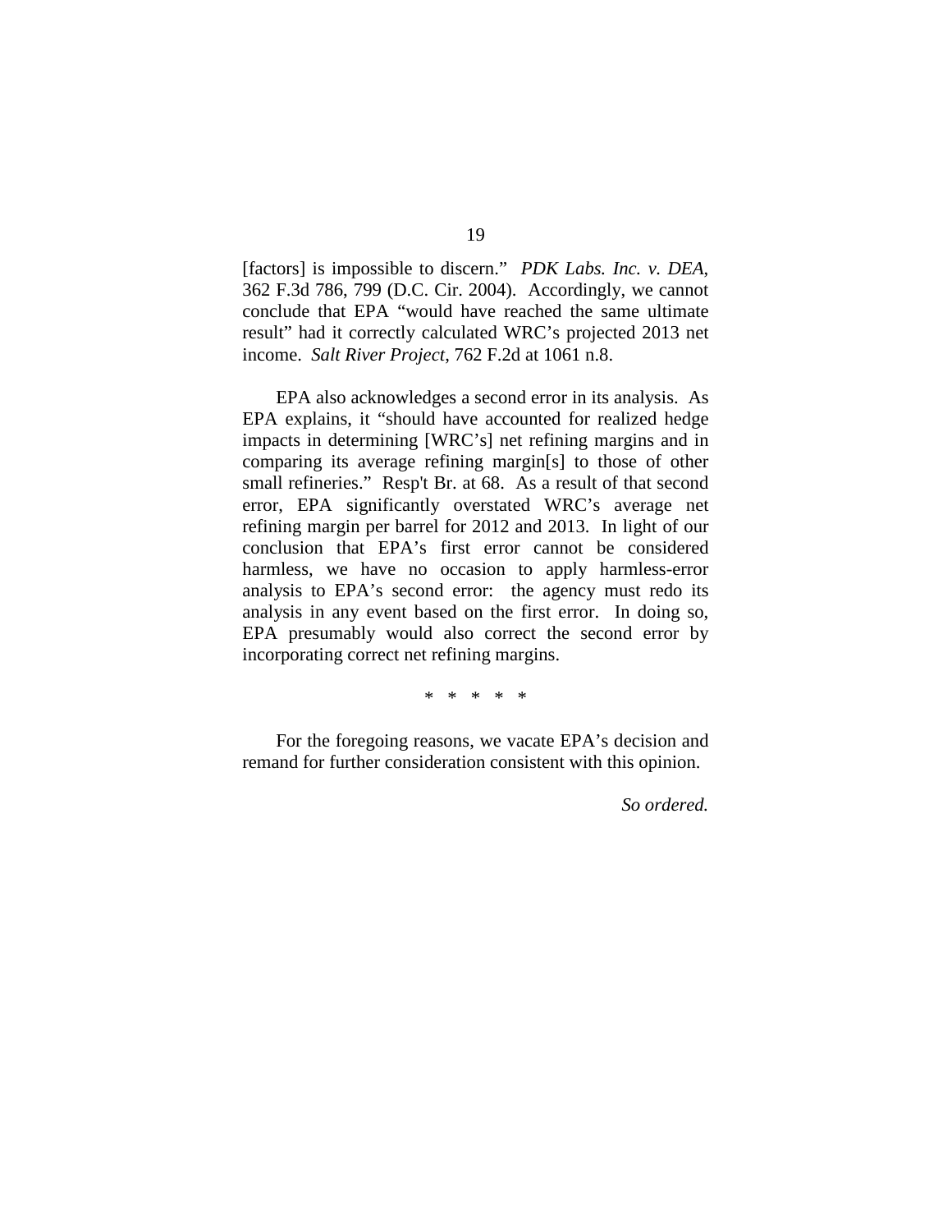[factors] is impossible to discern." *PDK Labs. Inc. v. DEA*, 362 F.3d 786, 799 (D.C. Cir. 2004). Accordingly, we cannot conclude that EPA "would have reached the same ultimate result" had it correctly calculated WRC's projected 2013 net income. *Salt River Project*, 762 F.2d at 1061 n.8.

EPA also acknowledges a second error in its analysis. As EPA explains, it "should have accounted for realized hedge impacts in determining [WRC's] net refining margins and in comparing its average refining margin[s] to those of other small refineries." Resp't Br. at 68. As a result of that second error, EPA significantly overstated WRC's average net refining margin per barrel for 2012 and 2013. In light of our conclusion that EPA's first error cannot be considered harmless, we have no occasion to apply harmless-error analysis to EPA's second error: the agency must redo its analysis in any event based on the first error. In doing so, EPA presumably would also correct the second error by incorporating correct net refining margins.

\* \* \* \* \*

For the foregoing reasons, we vacate EPA's decision and remand for further consideration consistent with this opinion.

*So ordered.*